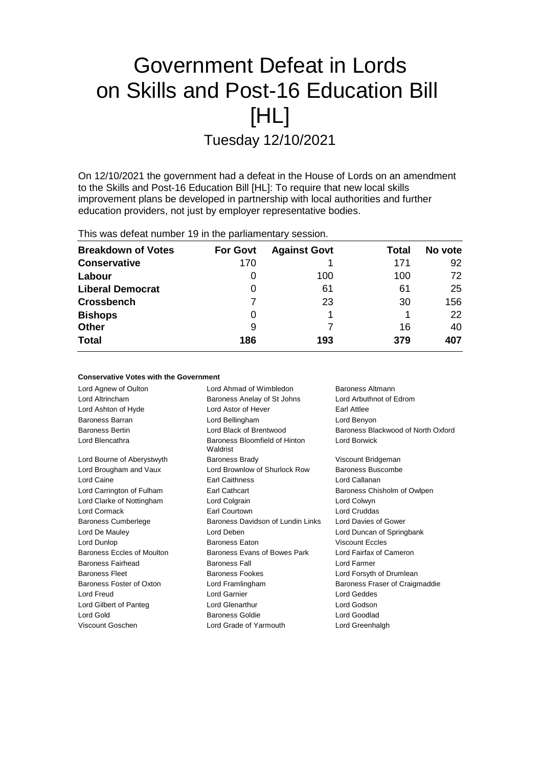# Government Defeat in Lords on Skills and Post-16 Education Bill [HL]

## Tuesday 12/10/2021

On 12/10/2021 the government had a defeat in the House of Lords on an amendment to the Skills and Post-16 Education Bill [HL]: To require that new local skills improvement plans be developed in partnership with local authorities and further education providers, not just by employer representative bodies.

This was defeat number 19 in the parliamentary session.

| Breakdown of Votes | For Govt | Against Govt | Total | No vote |
|---|---|---|---|---|
| **Conservative** | 170 | 1 | 171 | 92 |
| **Labour** | 0 | 100 | 100 | 72 |
| **Liberal Democrat** | 0 | 61 | 61 | 25 |
| **Crossbench** | 7 | 23 | 30 | 156 |
| **Bishops** | 0 | 1 | 1 | 22 |
| **Other** | 9 | 7 | 16 | 40 |
| **Total** | **186** | **193** | **379** | **407** |

#### Conservative Votes with the Government

| | | |
|---|---|---|
| Lord Agnew of Oulton | Lord Ahmad of Wimbledon | Baroness Altmann |
| Lord Altrincham | Baroness Anelay of St Johns | Lord Arbuthnot of Edrom |
| Lord Ashton of Hyde | Lord Astor of Hever | Earl Attlee |
| Baroness Barran | Lord Bellingham | Lord Benyon |
| Baroness Bertin | Lord Black of Brentwood | Baroness Blackwood of North Oxford |
| Lord Blencathra | Baroness Bloomfield of Hinton Waldrist | Lord Borwick |
| Lord Bourne of Aberystwyth | Baroness Brady | Viscount Bridgeman |
| Lord Brougham and Vaux | Lord Brownlow of Shurlock Row | Baroness Buscombe |
| Lord Caine | Earl Caithness | Lord Callanan |
| Lord Carrington of Fulham | Earl Cathcart | Baroness Chisholm of Owlpen |
| Lord Clarke of Nottingham | Lord Colgrain | Lord Colwyn |
| Lord Cormack | Earl Courtown | Lord Cruddas |
| Baroness Cumberlege | Baroness Davidson of Lundin Links | Lord Davies of Gower |
| Lord De Mauley | Lord Deben | Lord Duncan of Springbank |
| Lord Dunlop | Baroness Eaton | Viscount Eccles |
| Baroness Eccles of Moulton | Baroness Evans of Bowes Park | Lord Fairfax of Cameron |
| Baroness Fairhead | Baroness Fall | Lord Farmer |
| Baroness Fleet | Baroness Fookes | Lord Forsyth of Drumlean |
| Baroness Foster of Oxton | Lord Framlingham | Baroness Fraser of Craigmaddie |
| Lord Freud | Lord Garnier | Lord Geddes |
| Lord Gilbert of Panteg | Lord Glenarthur | Lord Godson |
| Lord Gold | Baroness Goldie | Lord Goodlad |
| Viscount Goschen | Lord Grade of Yarmouth | Lord Greenhalgh |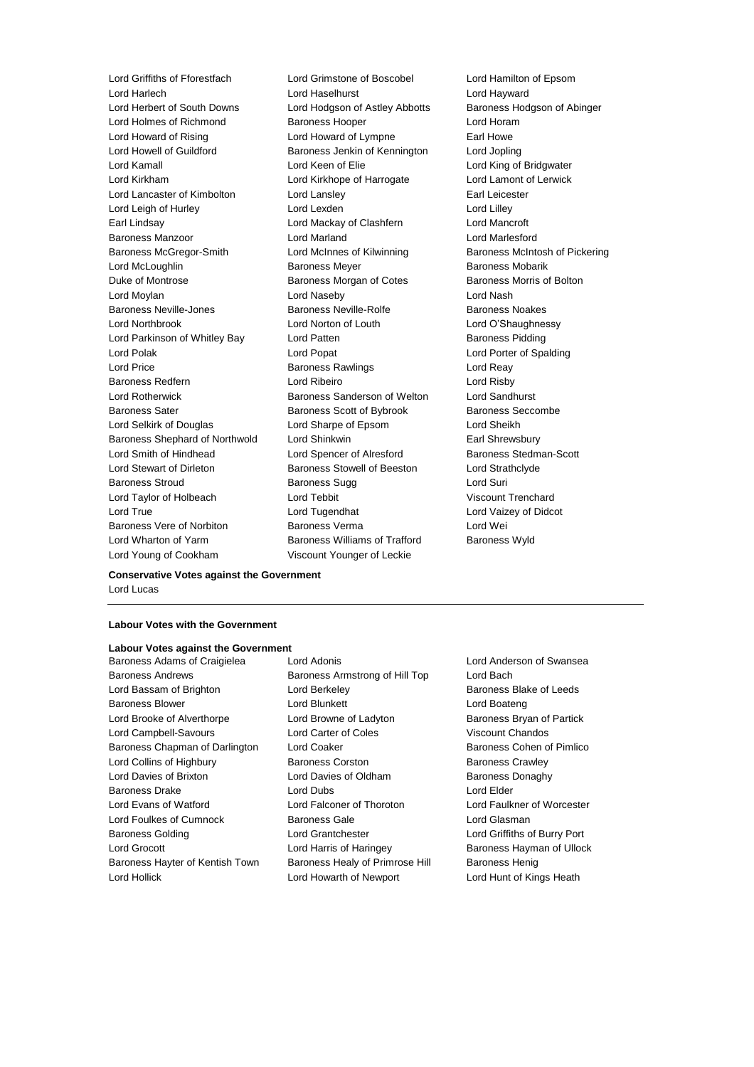Lord Griffiths of Fforestfach
Lord Grimstone of Boscobel
Lord Hamilton of Epsom
Lord Harlech
Lord Haselhurst
Lord Hayward
Lord Herbert of South Downs
Lord Hodgson of Astley Abbotts
Baroness Hodgson of Abinger
Lord Holmes of Richmond
Baroness Hooper
Lord Horam
Lord Howard of Rising
Lord Howard of Lympne
Earl Howe
Lord Howell of Guildford
Baroness Jenkin of Kennington
Lord Jopling
Lord Kamall
Lord Keen of Elie
Lord King of Bridgwater
Lord Kirkham
Lord Kirkhope of Harrogate
Lord Lamont of Lerwick
Lord Lancaster of Kimbolton
Lord Lansley
Earl Leicester
Lord Leigh of Hurley
Lord Lexden
Lord Lilley
Earl Lindsay
Lord Mackay of Clashfern
Lord Mancroft
Baroness Manzoor
Lord Marland
Lord Marlesford
Baroness McGregor-Smith
Lord McInnes of Kilwinning
Baroness McIntosh of Pickering
Lord McLoughlin
Baroness Meyer
Baroness Mobarik
Duke of Montrose
Baroness Morgan of Cotes
Baroness Morris of Bolton
Lord Moylan
Lord Naseby
Lord Nash
Baroness Neville-Jones
Baroness Neville-Rolfe
Baroness Noakes
Lord Northbrook
Lord Norton of Louth
Lord O'Shaughnessy
Lord Parkinson of Whitley Bay
Lord Patten
Baroness Pidding
Lord Polak
Lord Popat
Lord Porter of Spalding
Lord Price
Baroness Rawlings
Lord Reay
Baroness Redfern
Lord Ribeiro
Lord Risby
Lord Rotherwick
Baroness Sanderson of Welton
Lord Sandhurst
Baroness Sater
Baroness Scott of Bybrook
Baroness Seccombe
Lord Selkirk of Douglas
Lord Sharpe of Epsom
Lord Sheikh
Baroness Shephard of Northwold
Lord Shinkwin
Earl Shrewsbury
Lord Smith of Hindhead
Lord Spencer of Alresford
Baroness Stedman-Scott
Lord Stewart of Dirleton
Baroness Stowell of Beeston
Lord Strathclyde
Baroness Stroud
Baroness Sugg
Lord Suri
Lord Taylor of Holbeach
Lord Tebbit
Viscount Trenchard
Lord True
Lord Tugendhat
Lord Vaizey of Didcot
Baroness Vere of Norbiton
Baroness Verma
Lord Wei
Lord Wharton of Yarm
Baroness Williams of Trafford
Baroness Wyld
Lord Young of Cookham
Viscount Younger of Leckie

**Conservative Votes against the Government**

Lord Lucas

---

**Labour Votes with the Government**

**Labour Votes against the Government**

Baroness Adams of Craigielea
Lord Adonis
Lord Anderson of Swansea
Baroness Andrews
Baroness Armstrong of Hill Top
Lord Bach
Lord Bassam of Brighton
Lord Berkeley
Baroness Blake of Leeds
Baroness Blower
Lord Blunkett
Lord Boateng
Lord Brooke of Alverthorpe
Lord Browne of Ladyton
Baroness Bryan of Partick
Lord Campbell-Savours
Lord Carter of Coles
Viscount Chandos
Baroness Chapman of Darlington
Lord Coaker
Baroness Cohen of Pimlico
Lord Collins of Highbury
Baroness Corston
Baroness Crawley
Lord Davies of Brixton
Lord Davies of Oldham
Baroness Donaghy
Baroness Drake
Lord Dubs
Lord Elder
Lord Evans of Watford
Lord Falconer of Thoroton
Lord Faulkner of Worcester
Lord Foulkes of Cumnock
Baroness Gale
Lord Glasman
Baroness Golding
Lord Grantchester
Lord Griffiths of Burry Port
Lord Grocott
Lord Harris of Haringey
Baroness Hayman of Ullock
Baroness Hayter of Kentish Town
Baroness Healy of Primrose Hill
Baroness Henig
Lord Hollick
Lord Howarth of Newport
Lord Hunt of Kings Heath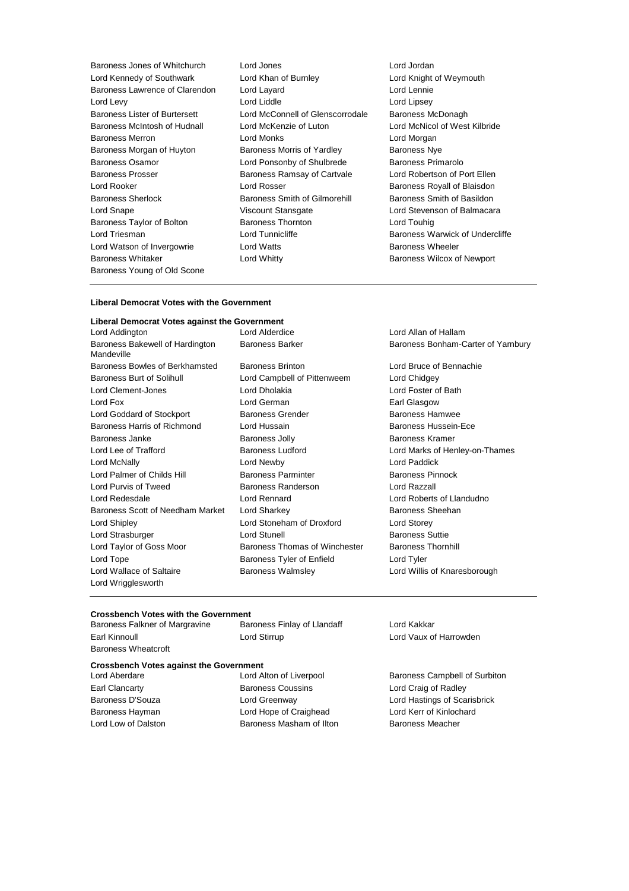Baroness Jones of Whitchurch
Lord Jones
Lord Jordan
Lord Kennedy of Southwark
Lord Khan of Burnley
Lord Knight of Weymouth
Baroness Lawrence of Clarendon
Lord Layard
Lord Lennie
Lord Levy
Lord Liddle
Lord Lipsey
Baroness Lister of Burtersett
Lord McConnell of Glenscorrodale
Baroness McDonagh
Baroness McIntosh of Hudnall
Lord McKenzie of Luton
Lord McNicol of West Kilbride
Baroness Merron
Lord Monks
Lord Morgan
Baroness Morgan of Huyton
Baroness Morris of Yardley
Baroness Nye
Baroness Osamor
Lord Ponsonby of Shulbrede
Baroness Primarolo
Baroness Prosser
Baroness Ramsay of Cartvale
Lord Robertson of Port Ellen
Lord Rooker
Lord Rosser
Baroness Royall of Blaisdon
Baroness Sherlock
Baroness Smith of Gilmorehill
Baroness Smith of Basildon
Lord Snape
Viscount Stansgate
Lord Stevenson of Balmacara
Baroness Taylor of Bolton
Baroness Thornton
Lord Touhig
Lord Triesman
Lord Tunnicliffe
Baroness Warwick of Undercliffe
Lord Watson of Invergowrie
Lord Watts
Baroness Wheeler
Baroness Whitaker
Lord Whitty
Baroness Wilcox of Newport
Baroness Young of Old Scone

**Liberal Democrat Votes with the Government**

**Liberal Democrat Votes against the Government**

Lord Addington
Lord Alderdice
Lord Allan of Hallam
Baroness Bakewell of Hardington Mandeville
Baroness Barker
Baroness Bonham-Carter of Yarnbury
Baroness Bowles of Berkhamsted
Baroness Brinton
Lord Bruce of Bennachie
Baroness Burt of Solihull
Lord Campbell of Pittenweem
Lord Chidgey
Lord Clement-Jones
Lord Dholakia
Lord Foster of Bath
Lord Fox
Lord German
Earl Glasgow
Lord Goddard of Stockport
Baroness Grender
Baroness Hamwee
Baroness Harris of Richmond
Lord Hussain
Baroness Hussein-Ece
Baroness Janke
Baroness Jolly
Baroness Kramer
Lord Lee of Trafford
Baroness Ludford
Lord Marks of Henley-on-Thames
Lord McNally
Lord Newby
Lord Paddick
Lord Palmer of Childs Hill
Baroness Parminter
Baroness Pinnock
Lord Purvis of Tweed
Baroness Randerson
Lord Razzall
Lord Redesdale
Lord Rennard
Lord Roberts of Llandudno
Baroness Scott of Needham Market
Lord Sharkey
Baroness Sheehan
Lord Shipley
Lord Stoneham of Droxford
Lord Storey
Lord Strasburger
Lord Stunell
Baroness Suttie
Lord Taylor of Goss Moor
Baroness Thomas of Winchester
Baroness Thornhill
Lord Tope
Baroness Tyler of Enfield
Lord Tyler
Lord Wallace of Saltaire
Baroness Walmsley
Lord Willis of Knaresborough
Lord Wrigglesworth

**Crossbench Votes with the Government**

Baroness Falkner of Margravine
Baroness Finlay of Llandaff
Lord Kakkar
Earl Kinnoull
Lord Stirrup
Lord Vaux of Harrowden
Baroness Wheatcroft

**Crossbench Votes against the Government**

Lord Aberdare
Lord Alton of Liverpool
Baroness Campbell of Surbiton
Earl Clancarty
Baroness Coussins
Lord Craig of Radley
Baroness D'Souza
Lord Greenway
Lord Hastings of Scarisbrick
Baroness Hayman
Lord Hope of Craighead
Lord Kerr of Kinlochard
Lord Low of Dalston
Baroness Masham of Ilton
Baroness Meacher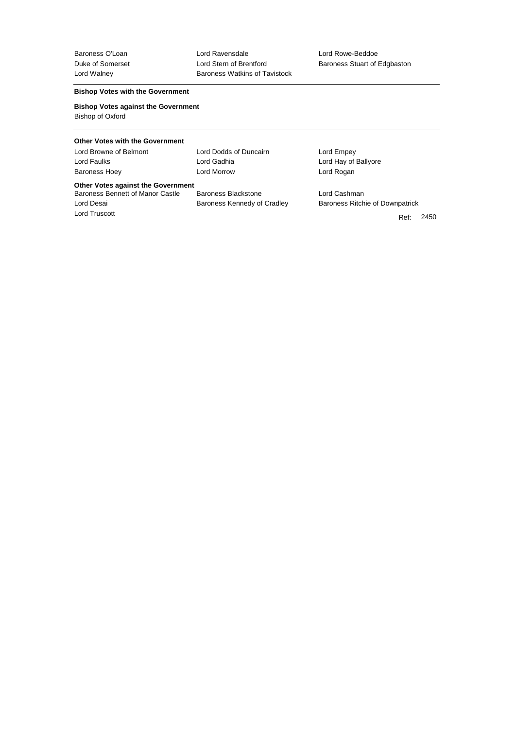Baroness O'Loan, Lord Ravensdale, Lord Rowe-Beddoe, Duke of Somerset, Lord Stern of Brentford, Baroness Stuart of Edgbaston, Lord Walney, Baroness Watkins of Tavistock

**Bishop Votes with the Government**

**Bishop Votes against the Government**

Bishop of Oxford

**Other Votes with the Government**

Lord Browne of Belmont, Lord Dodds of Duncairn, Lord Empey, Lord Faulks, Lord Gadhia, Lord Hay of Ballyore, Baroness Hoey, Lord Morrow, Lord Rogan

**Other Votes against the Government**

Baroness Bennett of Manor Castle, Baroness Blackstone, Lord Cashman, Lord Desai, Baroness Kennedy of Cradley, Baroness Ritchie of Downpatrick, Lord Truscott

Ref: 2450